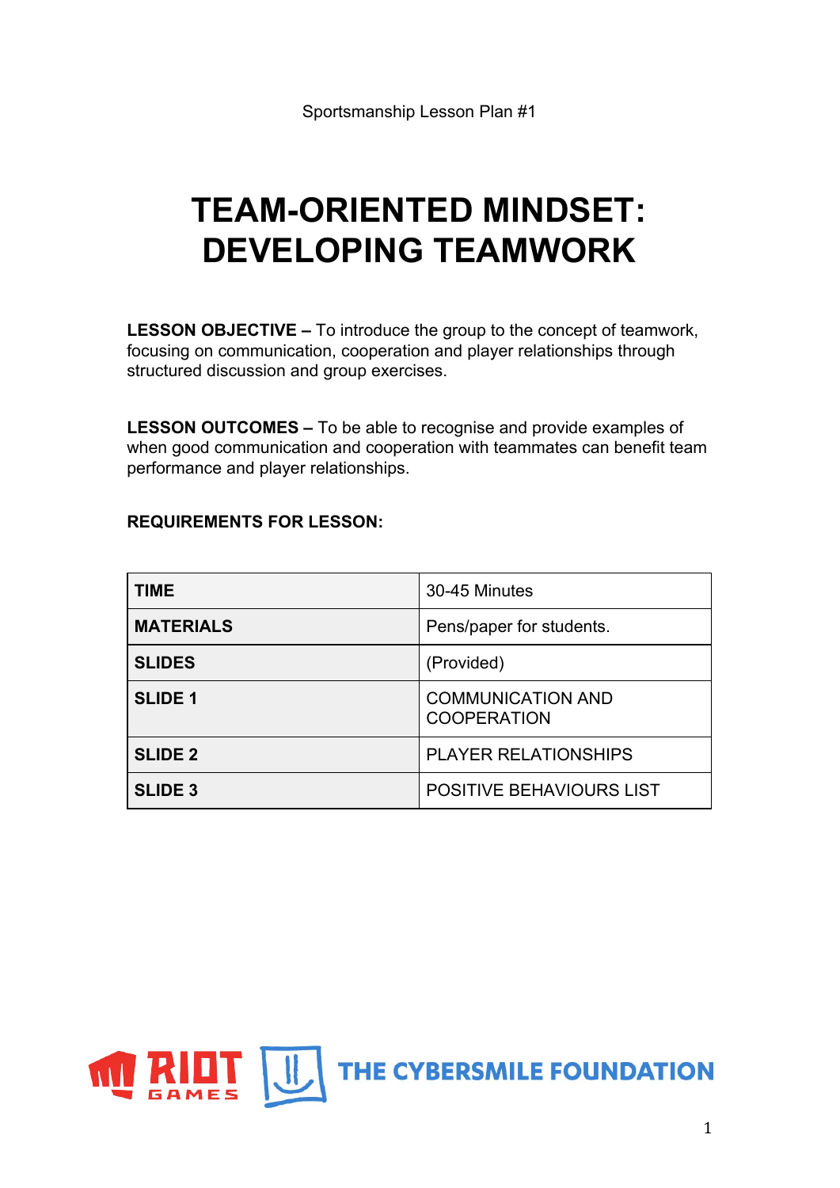Sportsmanship Lesson Plan #1

# TEAM-ORIENTED MINDSET: DEVELOPING TEAMWORK

**LESSON OBJECTIVE –** To introduce the group to the concept of teamwork, focusing on communication, cooperation and player relationships through structured discussion and group exercises.

**LESSON OUTCOMES –** To be able to recognise and provide examples of when good communication and cooperation with teammates can benefit team performance and player relationships.

**REQUIREMENTS FOR LESSON:**

| | |
|---|---|
| **TIME** | 30-45 Minutes |
| **MATERIALS** | Pens/paper for students. |
| **SLIDES** | (Provided) |
| **SLIDE 1** | COMMUNICATION AND COOPERATION |
| **SLIDE 2** | PLAYER RELATIONSHIPS |
| **SLIDE 3** | POSITIVE BEHAVIOURS LIST |

RIOT GAMES THE CYBERSMILE FOUNDATION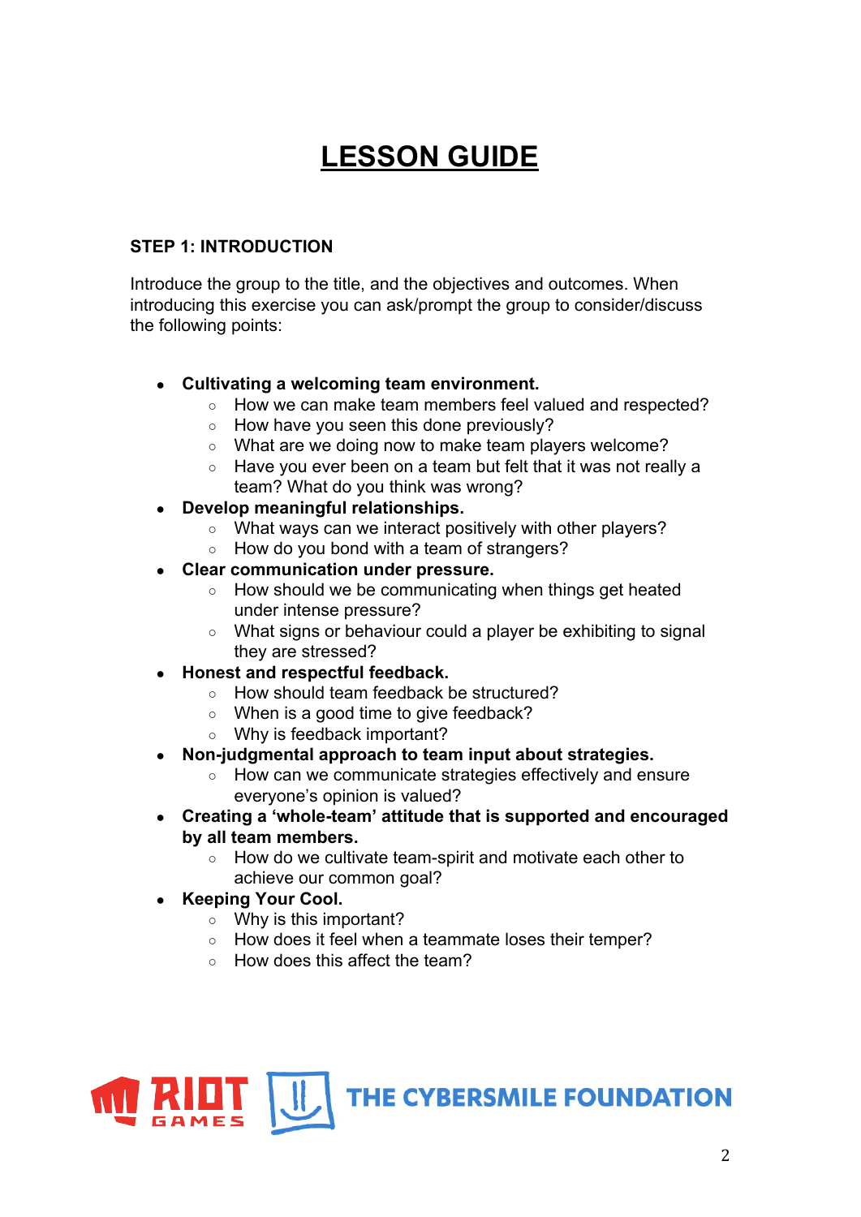# LESSON GUIDE

**STEP 1: INTRODUCTION**

Introduce the group to the title, and the objectives and outcomes. When introducing this exercise you can ask/prompt the group to consider/discuss the following points:

- **Cultivating a welcoming team environment.**
  - How we can make team members feel valued and respected?
  - How have you seen this done previously?
  - What are we doing now to make team players welcome?
  - Have you ever been on a team but felt that it was not really a team? What do you think was wrong?
- **Develop meaningful relationships.**
  - What ways can we interact positively with other players?
  - How do you bond with a team of strangers?
- **Clear communication under pressure.**
  - How should we be communicating when things get heated under intense pressure?
  - What signs or behaviour could a player be exhibiting to signal they are stressed?
- **Honest and respectful feedback.**
  - How should team feedback be structured?
  - When is a good time to give feedback?
  - Why is feedback important?
- **Non-judgmental approach to team input about strategies.**
  - How can we communicate strategies effectively and ensure everyone's opinion is valued?
- **Creating a 'whole-team' attitude that is supported and encouraged by all team members.**
  - How do we cultivate team-spirit and motivate each other to achieve our common goal?
- **Keeping Your Cool.**
  - Why is this important?
  - How does it feel when a teammate loses their temper?
  - How does this affect the team?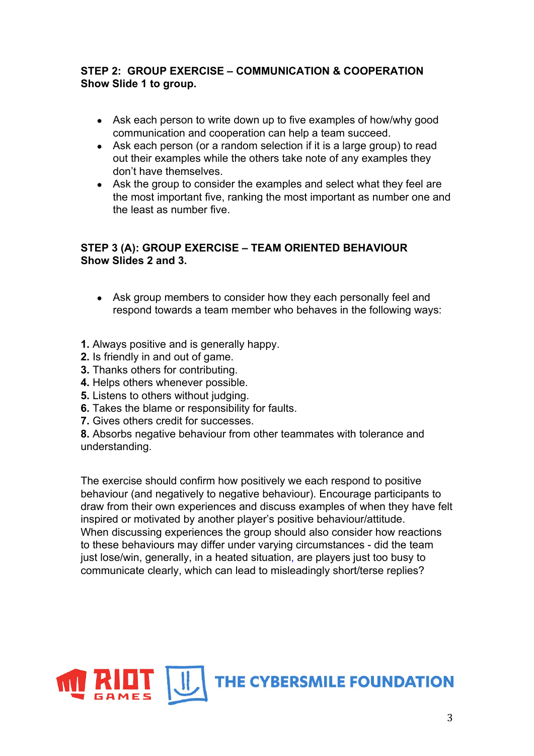**STEP 2: GROUP EXERCISE – COMMUNICATION & COOPERATION**
**Show Slide 1 to group.**

- Ask each person to write down up to five examples of how/why good communication and cooperation can help a team succeed.
- Ask each person (or a random selection if it is a large group) to read out their examples while the others take note of any examples they don't have themselves.
- Ask the group to consider the examples and select what they feel are the most important five, ranking the most important as number one and the least as number five.

**STEP 3 (A): GROUP EXERCISE – TEAM ORIENTED BEHAVIOUR**
**Show Slides 2 and 3.**

- Ask group members to consider how they each personally feel and respond towards a team member who behaves in the following ways:

**1.** Always positive and is generally happy.
**2.** Is friendly in and out of game.
**3.** Thanks others for contributing.
**4.** Helps others whenever possible.
**5.** Listens to others without judging.
**6.** Takes the blame or responsibility for faults.
**7.** Gives others credit for successes.
**8.** Absorbs negative behaviour from other teammates with tolerance and understanding.

The exercise should confirm how positively we each respond to positive behaviour (and negatively to negative behaviour). Encourage participants to draw from their own experiences and discuss examples of when they have felt inspired or motivated by another player's positive behaviour/attitude.
When discussing experiences the group should also consider how reactions to these behaviours may differ under varying circumstances - did the team just lose/win, generally, in a heated situation, are players just too busy to communicate clearly, which can lead to misleadingly short/terse replies?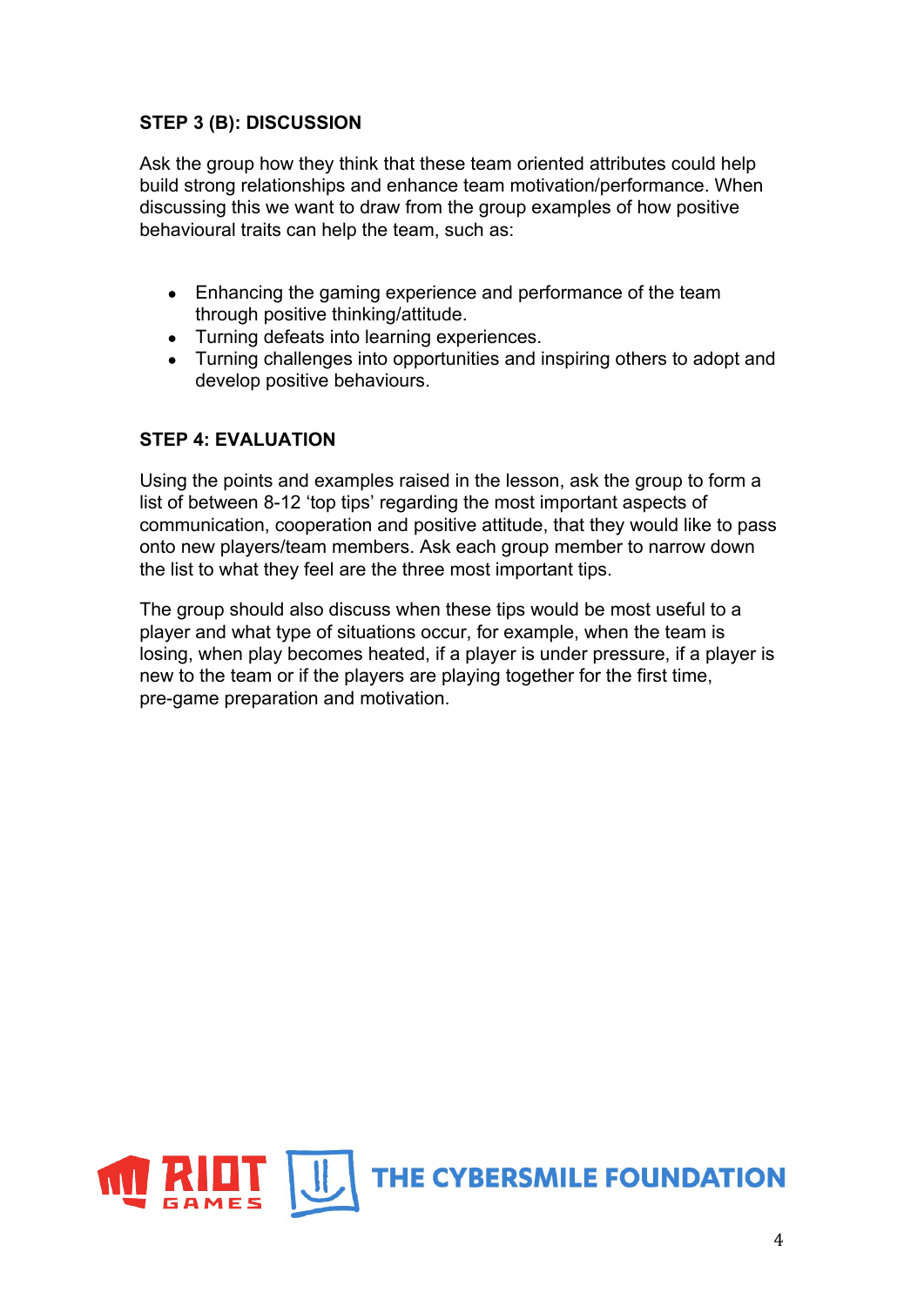**STEP 3 (B): DISCUSSION**

Ask the group how they think that these team oriented attributes could help build strong relationships and enhance team motivation/performance. When discussing this we want to draw from the group examples of how positive behavioural traits can help the team, such as:

- Enhancing the gaming experience and performance of the team through positive thinking/attitude.
- Turning defeats into learning experiences.
- Turning challenges into opportunities and inspiring others to adopt and develop positive behaviours.

**STEP 4: EVALUATION**

Using the points and examples raised in the lesson, ask the group to form a list of between 8-12 'top tips' regarding the most important aspects of communication, cooperation and positive attitude, that they would like to pass onto new players/team members. Ask each group member to narrow down the list to what they feel are the three most important tips.

The group should also discuss when these tips would be most useful to a player and what type of situations occur, for example, when the team is losing, when play becomes heated, if a player is under pressure, if a player is new to the team or if the players are playing together for the first time, pre-game preparation and motivation.